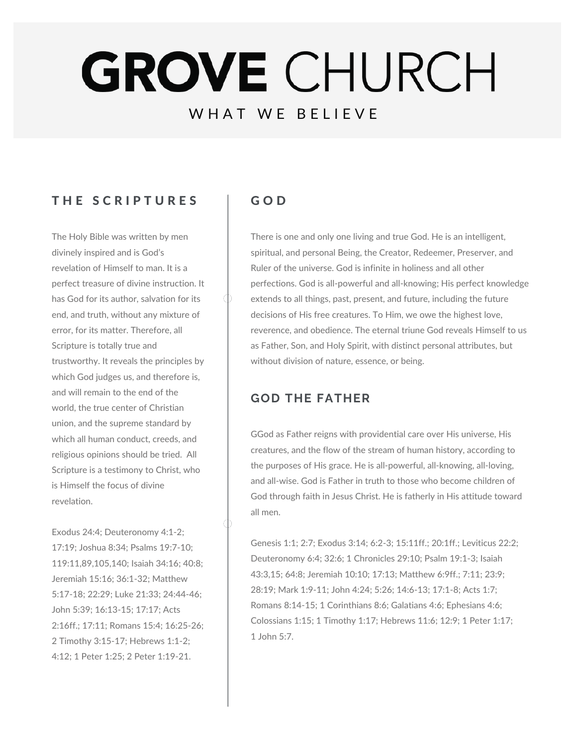# GROVE CHURCH

WHAT WE BELIEVE

## THE SCRIPTURES

The Holy Bible was written by men divinely inspired and is God's revelation of Himself to man. It is a perfect treasure of divine instruction. It has God for its author, salvation for its end, and truth, without any mixture of error, for its matter. Therefore, all Scripture is totally true and trustworthy. It reveals the principles by which God judges us, and therefore is, and will remain to the end of the world, the true center of Christian union, and the supreme standard by which all human conduct, creeds, and religious opinions should be tried. All Scripture is a testimony to Christ, who is Himself the focus of divine revelation.

Exodus 24:4; Deuteronomy 4:1-2; 17:19; Joshua 8:34; Psalms 19:7-10; 119:11,89,105,140; Isaiah 34:16; 40:8; Jeremiah 15:16; 36:1-32; Matthew 5:17-18; 22:29; Luke 21:33; 24:44-46; John 5:39; 16:13-15; 17:17; Acts 2:16ff.; 17:11; Romans 15:4; 16:25-26; 2 Timothy 3:15-17; Hebrews 1:1-2; 4:12; 1 Peter 1:25; 2 Peter 1:19-21.

## GOD

There is one and only one living and true God. He is an intelligent, spiritual, and personal Being, the Creator, Redeemer, Preserver, and Ruler of the universe. God is infinite in holiness and all other perfections. God is all-powerful and all-knowing; His perfect knowledge extends to all things, past, present, and future, including the future decisions of His free creatures. To Him, we owe the highest love, reverence, and obedience. The eternal triune God reveals Himself to us as Father, Son, and Holy Spirit, with distinct personal attributes, but without division of nature, essence, or being.

## GOD THE FATHER

GGod as Father reigns with providential care over His universe, His creatures, and the flow of the stream of human history, according to the purposes of His grace. He is all-powerful, all-knowing, all-loving, and all-wise. God is Father in truth to those who become children of God through faith in Jesus Christ. He is fatherly in His attitude toward all men.

Genesis 1:1; 2:7; Exodus 3:14; 6:2-3; 15:11ff.; 20:1ff.; Leviticus 22:2; Deuteronomy 6:4; 32:6; 1 Chronicles 29:10; Psalm 19:1-3; Isaiah 43:3,15; 64:8; Jeremiah 10:10; 17:13; Matthew 6:9ff.; 7:11; 23:9; 28:19; Mark 1:9-11; John 4:24; 5:26; 14:6-13; 17:1-8; Acts 1:7; Romans 8:14-15; 1 Corinthians 8:6; Galatians 4:6; Ephesians 4:6; Colossians 1:15; 1 Timothy 1:17; Hebrews 11:6; 12:9; 1 Peter 1:17; 1 John 5:7.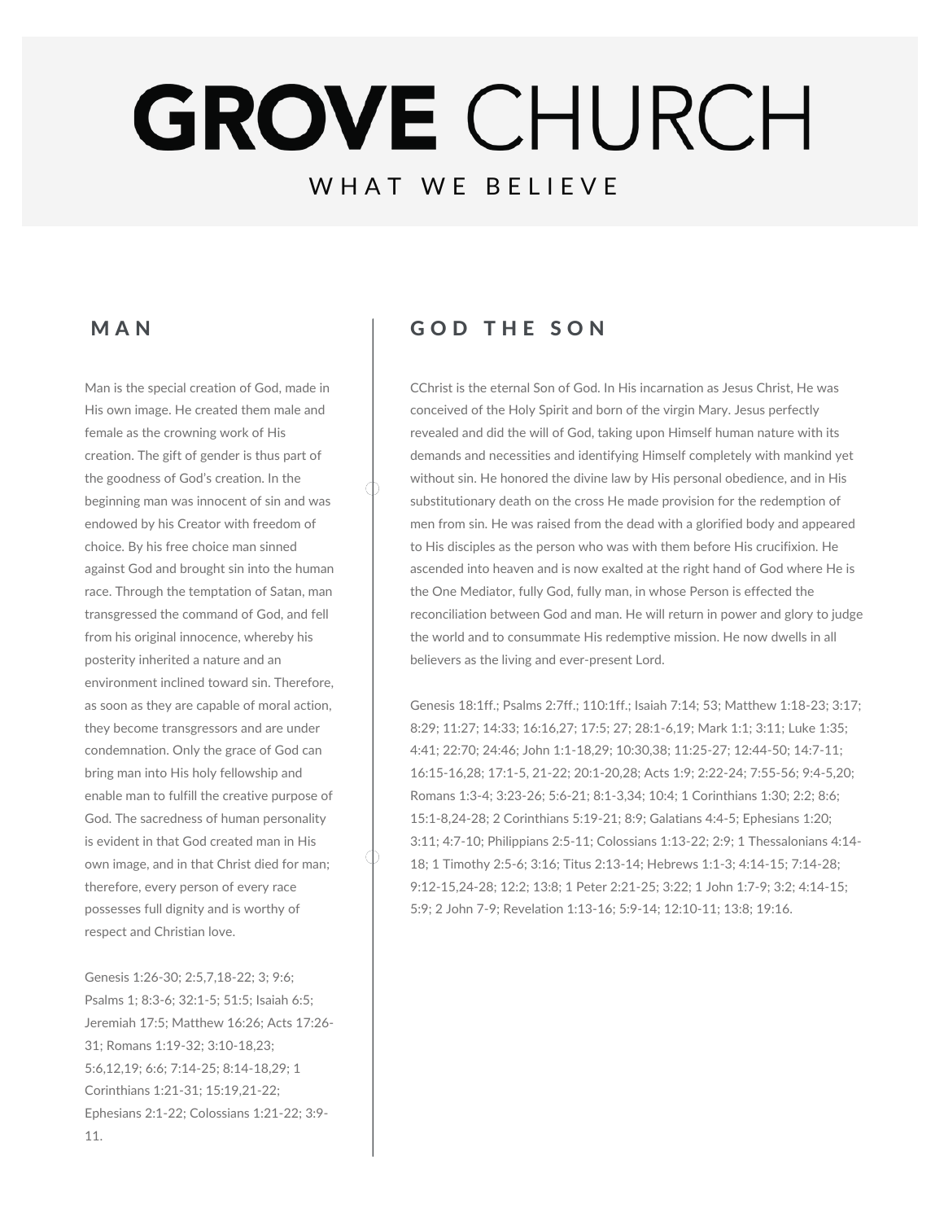# GROVE CHURCH

WHAT WE BELIEVE

## MAN

Man is the special creation of God, made in His own image. He created them male and female as the crowning work of His creation. The gift of gender is thus part of the goodness of God's creation. In the beginning man was innocent of sin and was endowed by his Creator with freedom of choice. By his free choice man sinned against God and brought sin into the human race. Through the temptation of Satan, man transgressed the command of God, and fell from his original innocence, whereby his posterity inherited a nature and an environment inclined toward sin. Therefore, as soon as they are capable of moral action, they become transgressors and are under condemnation. Only the grace of God can bring man into His holy fellowship and enable man to fulfill the creative purpose of God. The sacredness of human personality is evident in that God created man in His own image, and in that Christ died for man; therefore, every person of every race possesses full dignity and is worthy of respect and Christian love.

Genesis 1:26-30; 2:5,7,18-22; 3; 9:6; Psalms 1; 8:3-6; 32:1-5; 51:5; Isaiah 6:5; Jeremiah 17:5; Matthew 16:26; Acts 17:26-31; Romans 1:19-32; 3:10-18,23; 5:6,12,19; 6:6; 7:14-25; 8:14-18,29; 1 Corinthians 1:21-31; 15:19,21-22; Ephesians 2:1-22; Colossians 1:21-22; 3:9-11.

## GOD THE SON

CChrist is the eternal Son of God. In His incarnation as Jesus Christ, He was conceived of the Holy Spirit and born of the virgin Mary. Jesus perfectly revealed and did the will of God, taking upon Himself human nature with its demands and necessities and identifying Himself completely with mankind yet without sin. He honored the divine law by His personal obedience, and in His substitutionary death on the cross He made provision for the redemption of men from sin. He was raised from the dead with a glorified body and appeared to His disciples as the person who was with them before His crucifixion. He ascended into heaven and is now exalted at the right hand of God where He is the One Mediator, fully God, fully man, in whose Person is effected the reconciliation between God and man. He will return in power and glory to judge the world and to consummate His redemptive mission. He now dwells in all believers as the living and ever-present Lord.

Genesis 18:1ff.; Psalms 2:7ff.; 110:1ff.; Isaiah 7:14; 53; Matthew 1:18-23; 3:17; 8:29; 11:27; 14:33; 16:16,27; 17:5; 27; 28:1-6,19; Mark 1:1; 3:11; Luke 1:35; 4:41; 22:70; 24:46; John 1:1-18,29; 10:30,38; 11:25-27; 12:44-50; 14:7-11; 16:15-16,28; 17:1-5, 21-22; 20:1-20,28; Acts 1:9; 2:22-24; 7:55-56; 9:4-5,20; Romans 1:3-4; 3:23-26; 5:6-21; 8:1-3,34; 10:4; 1 Corinthians 1:30; 2:2; 8:6; 15:1-8,24-28; 2 Corinthians 5:19-21; 8:9; Galatians 4:4-5; Ephesians 1:20; 3:11; 4:7-10; Philippians 2:5-11; Colossians 1:13-22; 2:9; 1 Thessalonians 4:14-18; 1 Timothy 2:5-6; 3:16; Titus 2:13-14; Hebrews 1:1-3; 4:14-15; 7:14-28; 9:12-15,24-28; 12:2; 13:8; 1 Peter 2:21-25; 3:22; 1 John 1:7-9; 3:2; 4:14-15; 5:9; 2 John 7-9; Revelation 1:13-16; 5:9-14; 12:10-11; 13:8; 19:16.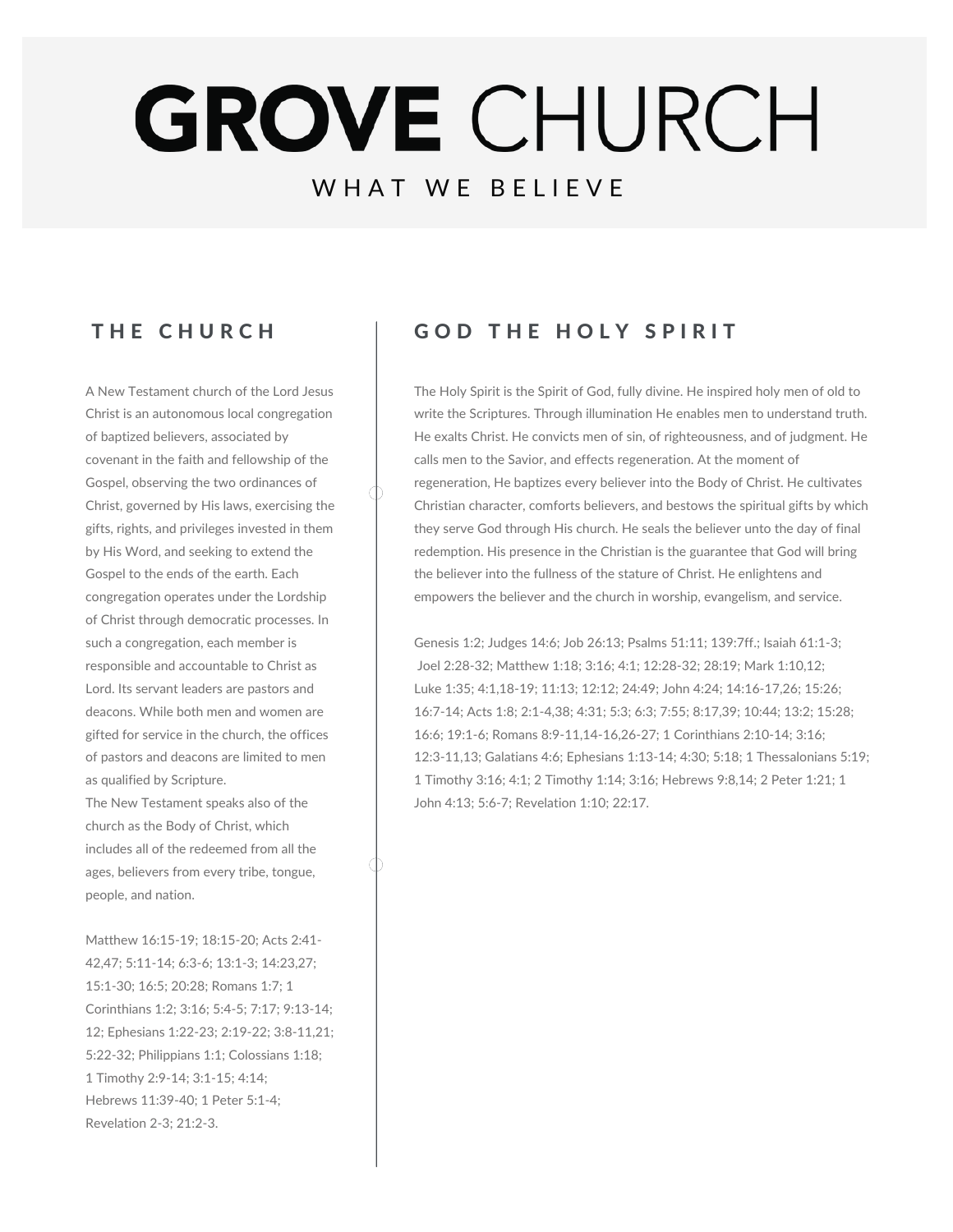# GROVE CHURCH

WHAT WE BELIEVE

## THE CHURCH

A New Testament church of the Lord Jesus Christ is an autonomous local congregation of baptized believers, associated by covenant in the faith and fellowship of the Gospel, observing the two ordinances of Christ, governed by His laws, exercising the gifts, rights, and privileges invested in them by His Word, and seeking to extend the Gospel to the ends of the earth. Each congregation operates under the Lordship of Christ through democratic processes. In such a congregation, each member is responsible and accountable to Christ as Lord. Its servant leaders are pastors and deacons. While both men and women are gifted for service in the church, the offices of pastors and deacons are limited to men as qualified by Scripture.

The New Testament speaks also of the church as the Body of Christ, which includes all of the redeemed from all the ages, believers from every tribe, tongue, people, and nation.

Matthew 16:15-19; 18:15-20; Acts 2:41-42,47; 5:11-14; 6:3-6; 13:1-3; 14:23,27; 15:1-30; 16:5; 20:28; Romans 1:7; 1 Corinthians 1:2; 3:16; 5:4-5; 7:17; 9:13-14; 12; Ephesians 1:22-23; 2:19-22; 3:8-11,21; 5:22-32; Philippians 1:1; Colossians 1:18; 1 Timothy 2:9-14; 3:1-15; 4:14; Hebrews 11:39-40; 1 Peter 5:1-4; Revelation 2-3; 21:2-3.

## GOD THE HOLY SPIRIT

The Holy Spirit is the Spirit of God, fully divine. He inspired holy men of old to write the Scriptures. Through illumination He enables men to understand truth. He exalts Christ. He convicts men of sin, of righteousness, and of judgment. He calls men to the Savior, and effects regeneration. At the moment of regeneration, He baptizes every believer into the Body of Christ. He cultivates Christian character, comforts believers, and bestows the spiritual gifts by which they serve God through His church. He seals the believer unto the day of final redemption. His presence in the Christian is the guarantee that God will bring the believer into the fullness of the stature of Christ. He enlightens and empowers the believer and the church in worship, evangelism, and service.

Genesis 1:2; Judges 14:6; Job 26:13; Psalms 51:11; 139:7ff.; Isaiah 61:1-3; Joel 2:28-32; Matthew 1:18; 3:16; 4:1; 12:28-32; 28:19; Mark 1:10,12; Luke 1:35; 4:1,18-19; 11:13; 12:12; 24:49; John 4:24; 14:16-17,26; 15:26; 16:7-14; Acts 1:8; 2:1-4,38; 4:31; 5:3; 6:3; 7:55; 8:17,39; 10:44; 13:2; 15:28; 16:6; 19:1-6; Romans 8:9-11,14-16,26-27; 1 Corinthians 2:10-14; 3:16; 12:3-11,13; Galatians 4:6; Ephesians 1:13-14; 4:30; 5:18; 1 Thessalonians 5:19; 1 Timothy 3:16; 4:1; 2 Timothy 1:14; 3:16; Hebrews 9:8,14; 2 Peter 1:21; 1 John 4:13; 5:6-7; Revelation 1:10; 22:17.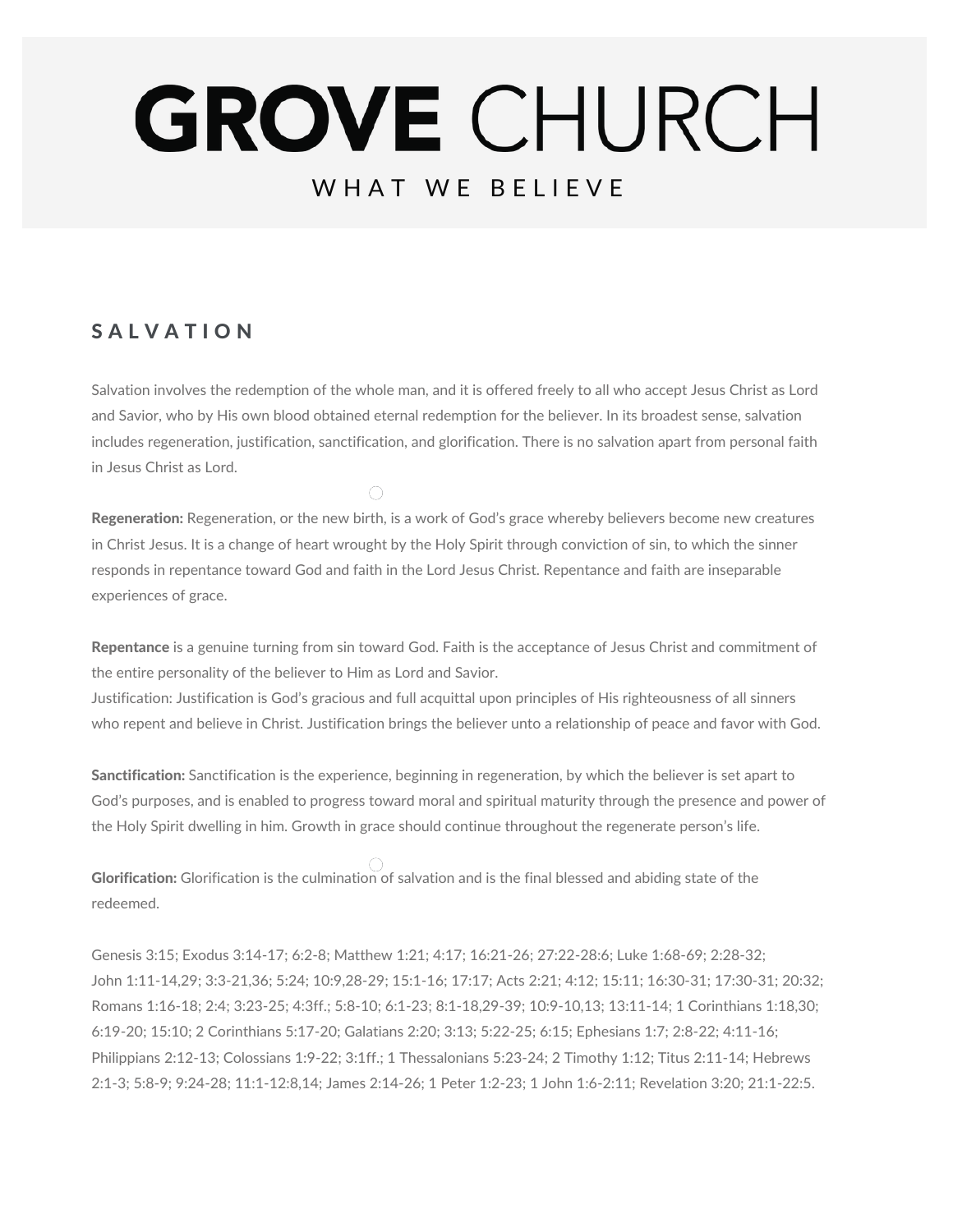# GROVE CHURCH

WHAT WE BELIEVE

## SALVATION

Salvation involves the redemption of the whole man, and it is offered freely to all who accept Jesus Christ as Lord and Savior, who by His own blood obtained eternal redemption for the believer. In its broadest sense, salvation includes regeneration, justification, sanctification, and glorification. There is no salvation apart from personal faith in Jesus Christ as Lord.

**Regeneration:** Regeneration, or the new birth, is a work of God's grace whereby believers become new creatures in Christ Jesus. It is a change of heart wrought by the Holy Spirit through conviction of sin, to which the sinner responds in repentance toward God and faith in the Lord Jesus Christ. Repentance and faith are inseparable experiences of grace.

**Repentance** is a genuine turning from sin toward God. Faith is the acceptance of Jesus Christ and commitment of the entire personality of the believer to Him as Lord and Savior.
Justification: Justification is God's gracious and full acquittal upon principles of His righteousness of all sinners who repent and believe in Christ. Justification brings the believer unto a relationship of peace and favor with God.

**Sanctification:** Sanctification is the experience, beginning in regeneration, by which the believer is set apart to God's purposes, and is enabled to progress toward moral and spiritual maturity through the presence and power of the Holy Spirit dwelling in him. Growth in grace should continue throughout the regenerate person's life.

**Glorification:** Glorification is the culmination of salvation and is the final blessed and abiding state of the redeemed.

Genesis 3:15; Exodus 3:14-17; 6:2-8; Matthew 1:21; 4:17; 16:21-26; 27:22-28:6; Luke 1:68-69; 2:28-32; John 1:11-14,29; 3:3-21,36; 5:24; 10:9,28-29; 15:1-16; 17:17; Acts 2:21; 4:12; 15:11; 16:30-31; 17:30-31; 20:32; Romans 1:16-18; 2:4; 3:23-25; 4:3ff.; 5:8-10; 6:1-23; 8:1-18,29-39; 10:9-10,13; 13:11-14; 1 Corinthians 1:18,30; 6:19-20; 15:10; 2 Corinthians 5:17-20; Galatians 2:20; 3:13; 5:22-25; 6:15; Ephesians 1:7; 2:8-22; 4:11-16; Philippians 2:12-13; Colossians 1:9-22; 3:1ff.; 1 Thessalonians 5:23-24; 2 Timothy 1:12; Titus 2:11-14; Hebrews 2:1-3; 5:8-9; 9:24-28; 11:1-12:8,14; James 2:14-26; 1 Peter 1:2-23; 1 John 1:6-2:11; Revelation 3:20; 21:1-22:5.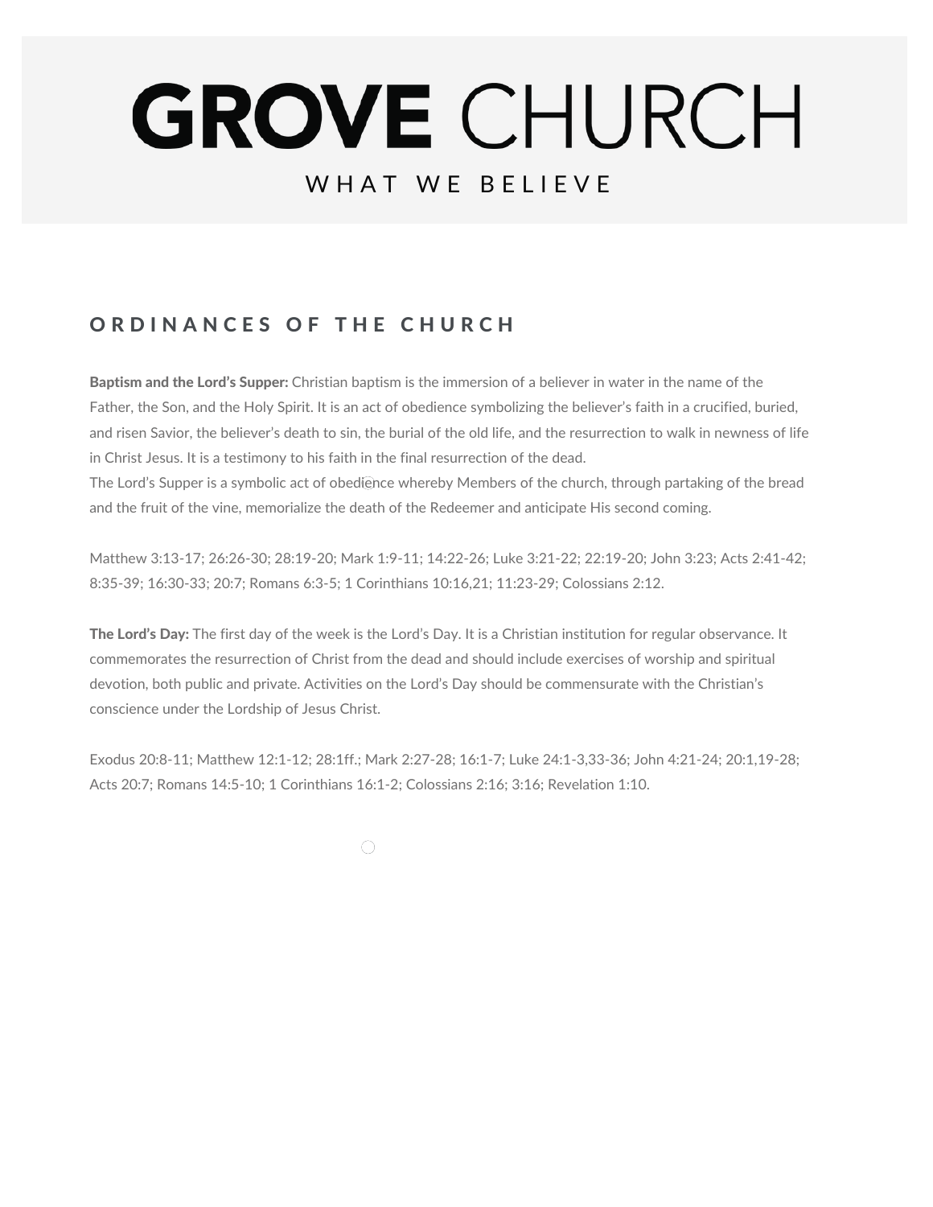# GROVE CHURCH

WHAT WE BELIEVE

## ORDINANCES OF THE CHURCH

**Baptism and the Lord's Supper:** Christian baptism is the immersion of a believer in water in the name of the Father, the Son, and the Holy Spirit. It is an act of obedience symbolizing the believer's faith in a crucified, buried, and risen Savior, the believer's death to sin, the burial of the old life, and the resurrection to walk in newness of life in Christ Jesus. It is a testimony to his faith in the final resurrection of the dead.
The Lord's Supper is a symbolic act of obedience whereby Members of the church, through partaking of the bread and the fruit of the vine, memorialize the death of the Redeemer and anticipate His second coming.

Matthew 3:13-17; 26:26-30; 28:19-20; Mark 1:9-11; 14:22-26; Luke 3:21-22; 22:19-20; John 3:23; Acts 2:41-42; 8:35-39; 16:30-33; 20:7; Romans 6:3-5; 1 Corinthians 10:16,21; 11:23-29; Colossians 2:12.

**The Lord's Day:** The first day of the week is the Lord's Day. It is a Christian institution for regular observance. It commemorates the resurrection of Christ from the dead and should include exercises of worship and spiritual devotion, both public and private. Activities on the Lord's Day should be commensurate with the Christian's conscience under the Lordship of Jesus Christ.

Exodus 20:8-11; Matthew 12:1-12; 28:1ff.; Mark 2:27-28; 16:1-7; Luke 24:1-3,33-36; John 4:21-24; 20:1,19-28; Acts 20:7; Romans 14:5-10; 1 Corinthians 16:1-2; Colossians 2:16; 3:16; Revelation 1:10.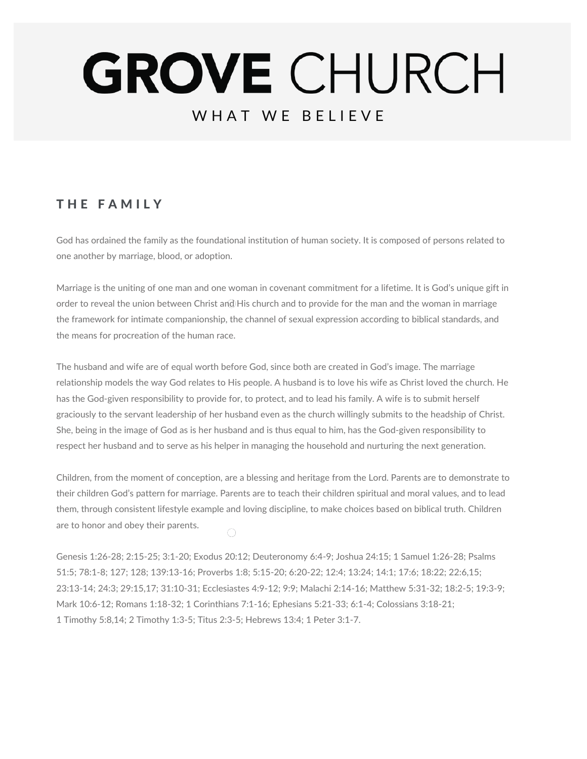# GROVE CHURCH

WHAT WE BELIEVE

## THE FAMILY

God has ordained the family as the foundational institution of human society. It is composed of persons related to one another by marriage, blood, or adoption.

Marriage is the uniting of one man and one woman in covenant commitment for a lifetime. It is God's unique gift in order to reveal the union between Christ and His church and to provide for the man and the woman in marriage the framework for intimate companionship, the channel of sexual expression according to biblical standards, and the means for procreation of the human race.

The husband and wife are of equal worth before God, since both are created in God's image. The marriage relationship models the way God relates to His people. A husband is to love his wife as Christ loved the church. He has the God-given responsibility to provide for, to protect, and to lead his family. A wife is to submit herself graciously to the servant leadership of her husband even as the church willingly submits to the headship of Christ. She, being in the image of God as is her husband and is thus equal to him, has the God-given responsibility to respect her husband and to serve as his helper in managing the household and nurturing the next generation.

Children, from the moment of conception, are a blessing and heritage from the Lord. Parents are to demonstrate to their children God's pattern for marriage. Parents are to teach their children spiritual and moral values, and to lead them, through consistent lifestyle example and loving discipline, to make choices based on biblical truth. Children are to honor and obey their parents.

Genesis 1:26-28; 2:15-25; 3:1-20; Exodus 20:12; Deuteronomy 6:4-9; Joshua 24:15; 1 Samuel 1:26-28; Psalms 51:5; 78:1-8; 127; 128; 139:13-16; Proverbs 1:8; 5:15-20; 6:20-22; 12:4; 13:24; 14:1; 17:6; 18:22; 22:6,15; 23:13-14; 24:3; 29:15,17; 31:10-31; Ecclesiastes 4:9-12; 9:9; Malachi 2:14-16; Matthew 5:31-32; 18:2-5; 19:3-9; Mark 10:6-12; Romans 1:18-32; 1 Corinthians 7:1-16; Ephesians 5:21-33; 6:1-4; Colossians 3:18-21; 1 Timothy 5:8,14; 2 Timothy 1:3-5; Titus 2:3-5; Hebrews 13:4; 1 Peter 3:1-7.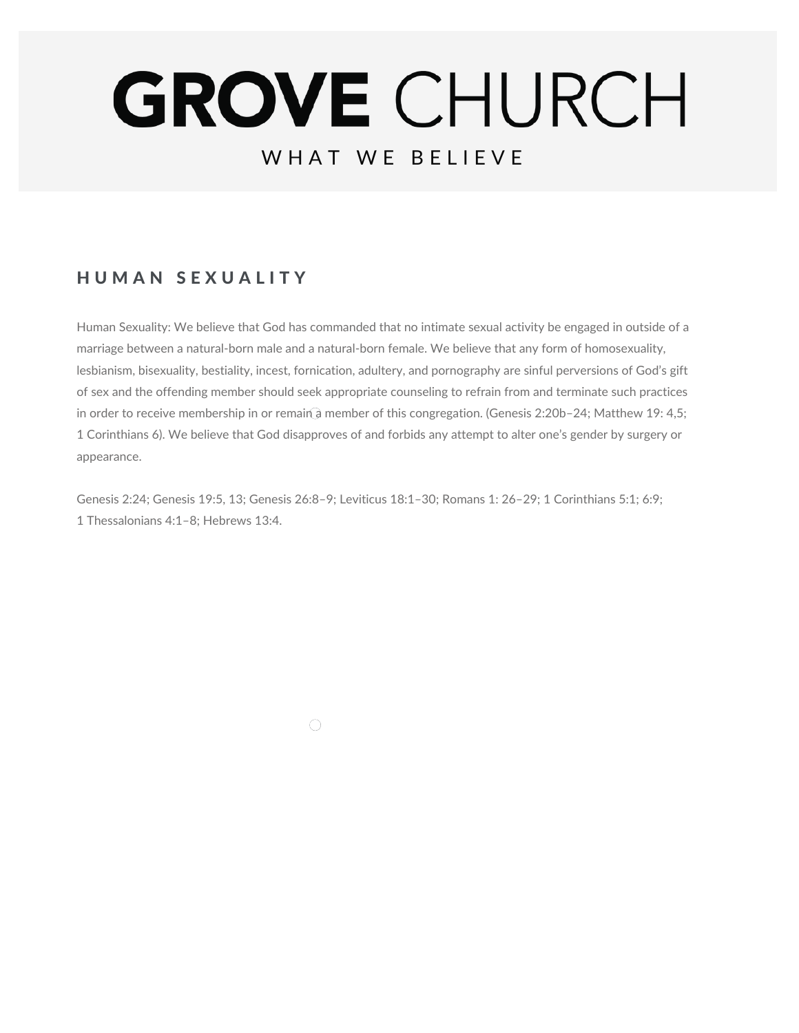# GROVE CHURCH

WHAT WE BELIEVE

## HUMAN SEXUALITY

Human Sexuality: We believe that God has commanded that no intimate sexual activity be engaged in outside of a marriage between a natural-born male and a natural-born female. We believe that any form of homosexuality, lesbianism, bisexuality, bestiality, incest, fornication, adultery, and pornography are sinful perversions of God's gift of sex and the offending member should seek appropriate counseling to refrain from and terminate such practices in order to receive membership in or remain a member of this congregation. (Genesis 2:20b–24; Matthew 19: 4,5; 1 Corinthians 6). We believe that God disapproves of and forbids any attempt to alter one's gender by surgery or appearance.

Genesis 2:24; Genesis 19:5, 13; Genesis 26:8–9; Leviticus 18:1–30; Romans 1: 26–29; 1 Corinthians 5:1; 6:9; 1 Thessalonians 4:1–8; Hebrews 13:4.